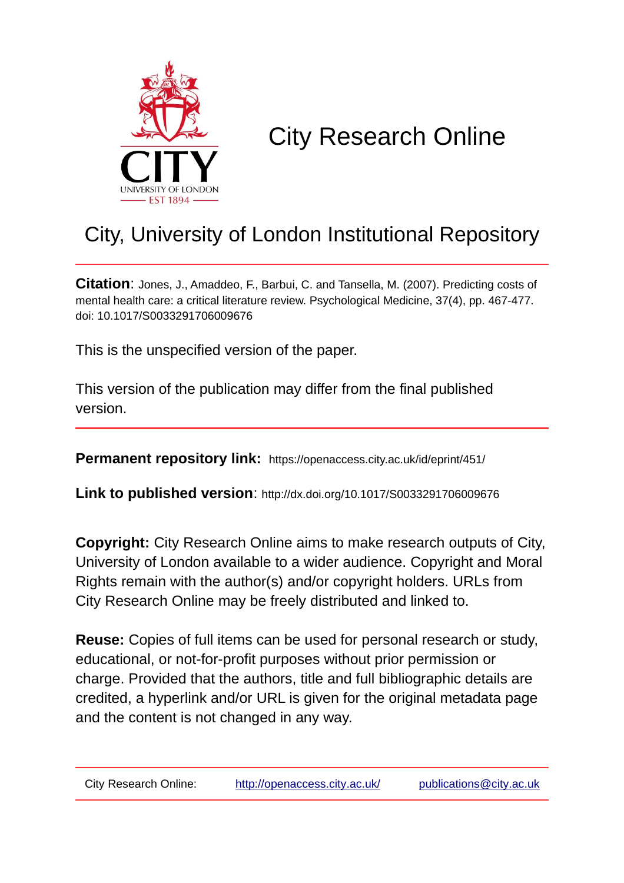# City Research Online

## City, University of London Institutional Repository

**Citation**: Jones, J., Amaddeo, F., Barbui, C. and Tansella, M. (2007). Predicting costs of mental health care: a critical literature review. Psychological Medicine, 37(4), pp. 467-477. doi: 10.1017/S0033291706009676

This is the unspecified version of the paper.

This version of the publication may differ from the final published version.

**Permanent repository link:** https://openaccess.city.ac.uk/id/eprint/451/

**Link to published version**: http://dx.doi.org/10.1017/S0033291706009676

**Copyright:** City Research Online aims to make research outputs of City, University of London available to a wider audience. Copyright and Moral Rights remain with the author(s) and/or copyright holders. URLs from City Research Online may be freely distributed and linked to.

**Reuse:** Copies of full items can be used for personal research or study, educational, or not-for-profit purposes without prior permission or charge. Provided that the authors, title and full bibliographic details are credited, a hyperlink and/or URL is given for the original metadata page and the content is not changed in any way.

City Research Online: http://openaccess.city.ac.uk/ publications@city.ac.uk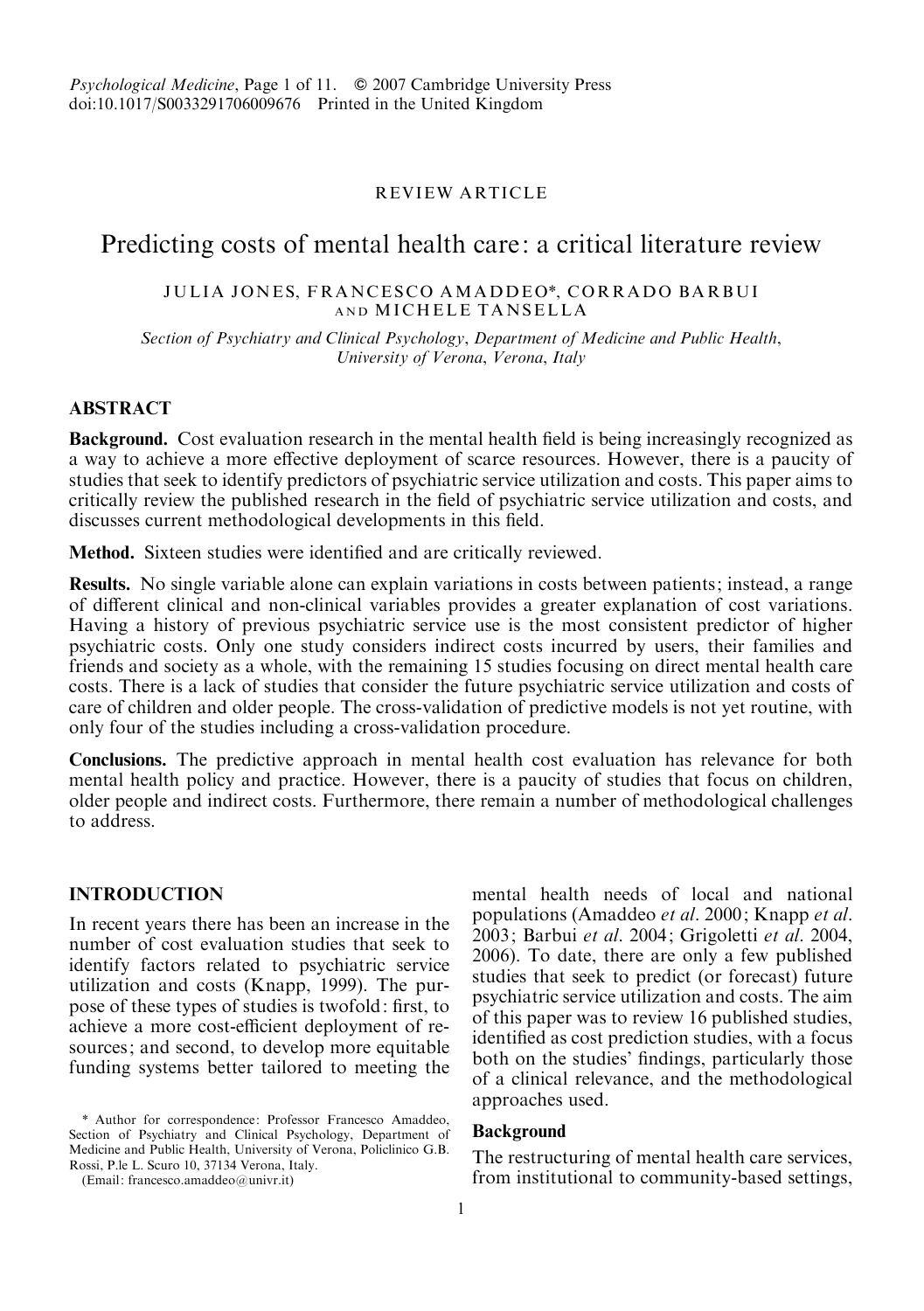REVIEW ARTICLE

# Predicting costs of mental health care: a critical literature review

JULIA JONES, FRANCESCO AMADDEO*, CORRADO BARBUI AND MICHELE TANSELLA

*Section of Psychiatry and Clinical Psychology, Department of Medicine and Public Health, University of Verona, Verona, Italy*

## ABSTRACT

**Background.** Cost evaluation research in the mental health field is being increasingly recognized as a way to achieve a more effective deployment of scarce resources. However, there is a paucity of studies that seek to identify predictors of psychiatric service utilization and costs. This paper aims to critically review the published research in the field of psychiatric service utilization and costs, and discusses current methodological developments in this field.

**Method.** Sixteen studies were identified and are critically reviewed.

**Results.** No single variable alone can explain variations in costs between patients; instead, a range of different clinical and non-clinical variables provides a greater explanation of cost variations. Having a history of previous psychiatric service use is the most consistent predictor of higher psychiatric costs. Only one study considers indirect costs incurred by users, their families and friends and society as a whole, with the remaining 15 studies focusing on direct mental health care costs. There is a lack of studies that consider the future psychiatric service utilization and costs of care of children and older people. The cross-validation of predictive models is not yet routine, with only four of the studies including a cross-validation procedure.

**Conclusions.** The predictive approach in mental health cost evaluation has relevance for both mental health policy and practice. However, there is a paucity of studies that focus on children, older people and indirect costs. Furthermore, there remain a number of methodological challenges to address.

## INTRODUCTION

In recent years there has been an increase in the number of cost evaluation studies that seek to identify factors related to psychiatric service utilization and costs (Knapp, 1999). The purpose of these types of studies is twofold: first, to achieve a more cost-efficient deployment of resources; and second, to develop more equitable funding systems better tailored to meeting the mental health needs of local and national populations (Amaddeo *et al.* 2000; Knapp *et al.* 2003; Barbui *et al.* 2004; Grigoletti *et al.* 2004, 2006). To date, there are only a few published studies that seek to predict (or forecast) future psychiatric service utilization and costs. The aim of this paper was to review 16 published studies, identified as cost prediction studies, with a focus both on the studies' findings, particularly those of a clinical relevance, and the methodological approaches used.

### Background

The restructuring of mental health care services, from institutional to community-based settings,

\* Author for correspondence: Professor Francesco Amaddeo, Section of Psychiatry and Clinical Psychology, Department of Medicine and Public Health, University of Verona, Policlinico G.B. Rossi, P.le L. Scuro 10, 37134 Verona, Italy.
(Email: francesco.amaddeo@univr.it)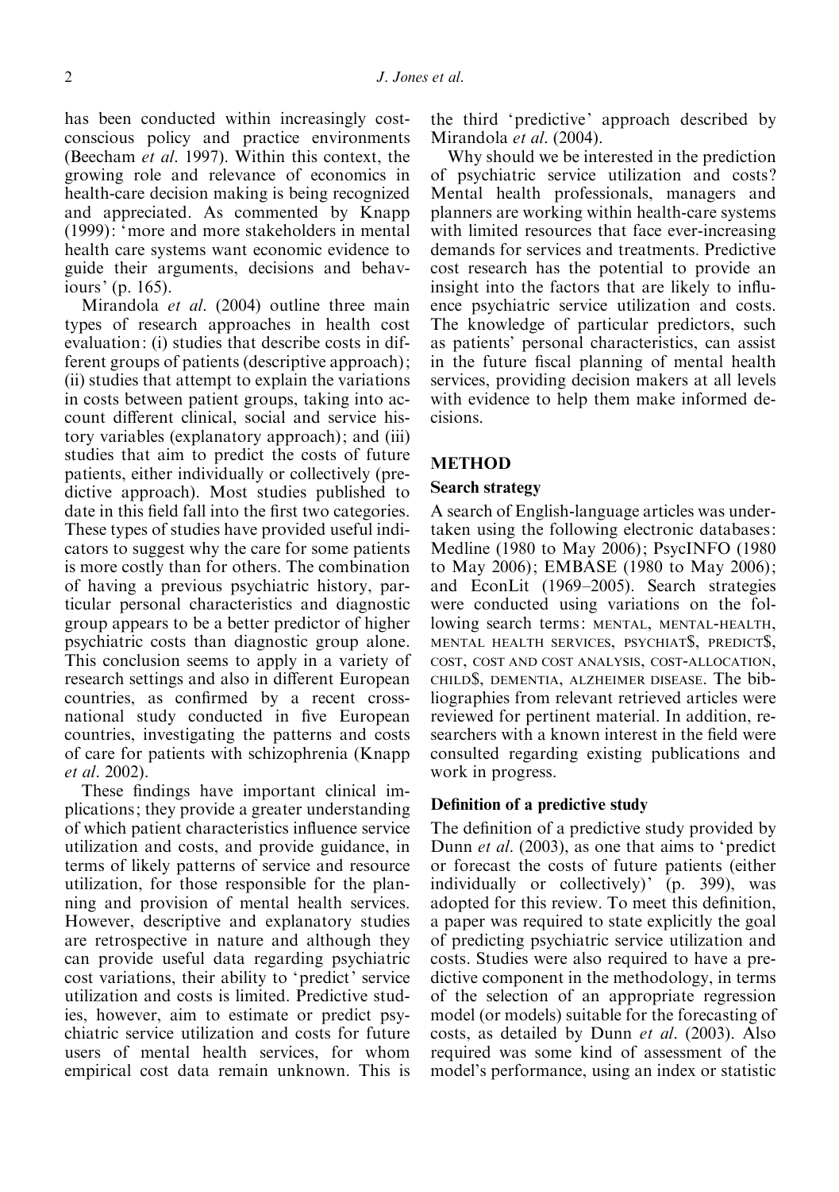has been conducted within increasingly cost-conscious policy and practice environments (Beecham *et al.* 1997). Within this context, the growing role and relevance of economics in health-care decision making is being recognized and appreciated. As commented by Knapp (1999): 'more and more stakeholders in mental health care systems want economic evidence to guide their arguments, decisions and behaviours' (p. 165).

Mirandola *et al.* (2004) outline three main types of research approaches in health cost evaluation: (i) studies that describe costs in different groups of patients (descriptive approach); (ii) studies that attempt to explain the variations in costs between patient groups, taking into account different clinical, social and service history variables (explanatory approach); and (iii) studies that aim to predict the costs of future patients, either individually or collectively (predictive approach). Most studies published to date in this field fall into the first two categories. These types of studies have provided useful indicators to suggest why the care for some patients is more costly than for others. The combination of having a previous psychiatric history, particular personal characteristics and diagnostic group appears to be a better predictor of higher psychiatric costs than diagnostic group alone. This conclusion seems to apply in a variety of research settings and also in different European countries, as confirmed by a recent cross-national study conducted in five European countries, investigating the patterns and costs of care for patients with schizophrenia (Knapp *et al.* 2002).

These findings have important clinical implications; they provide a greater understanding of which patient characteristics influence service utilization and costs, and provide guidance, in terms of likely patterns of service and resource utilization, for those responsible for the planning and provision of mental health services. However, descriptive and explanatory studies are retrospective in nature and although they can provide useful data regarding psychiatric cost variations, their ability to 'predict' service utilization and costs is limited. Predictive studies, however, aim to estimate or predict psychiatric service utilization and costs for future users of mental health services, for whom empirical cost data remain unknown. This is the third 'predictive' approach described by Mirandola *et al.* (2004).

Why should we be interested in the prediction of psychiatric service utilization and costs? Mental health professionals, managers and planners are working within health-care systems with limited resources that face ever-increasing demands for services and treatments. Predictive cost research has the potential to provide an insight into the factors that are likely to influence psychiatric service utilization and costs. The knowledge of particular predictors, such as patients' personal characteristics, can assist in the future fiscal planning of mental health services, providing decision makers at all levels with evidence to help them make informed decisions.

## METHOD

### Search strategy

A search of English-language articles was undertaken using the following electronic databases: Medline (1980 to May 2006); PsycINFO (1980 to May 2006); EMBASE (1980 to May 2006); and EconLit (1969–2005). Search strategies were conducted using variations on the following search terms: MENTAL, MENTAL-HEALTH, MENTAL HEALTH SERVICES, PSYCHIAT$, PREDICT$, COST, COST AND COST ANALYSIS, COST-ALLOCATION, CHILD$, DEMENTIA, ALZHEIMER DISEASE. The bibliographies from relevant retrieved articles were reviewed for pertinent material. In addition, researchers with a known interest in the field were consulted regarding existing publications and work in progress.

### Definition of a predictive study

The definition of a predictive study provided by Dunn *et al.* (2003), as one that aims to 'predict or forecast the costs of future patients (either individually or collectively)' (p. 399), was adopted for this review. To meet this definition, a paper was required to state explicitly the goal of predicting psychiatric service utilization and costs. Studies were also required to have a predictive component in the methodology, in terms of the selection of an appropriate regression model (or models) suitable for the forecasting of costs, as detailed by Dunn *et al.* (2003). Also required was some kind of assessment of the model's performance, using an index or statistic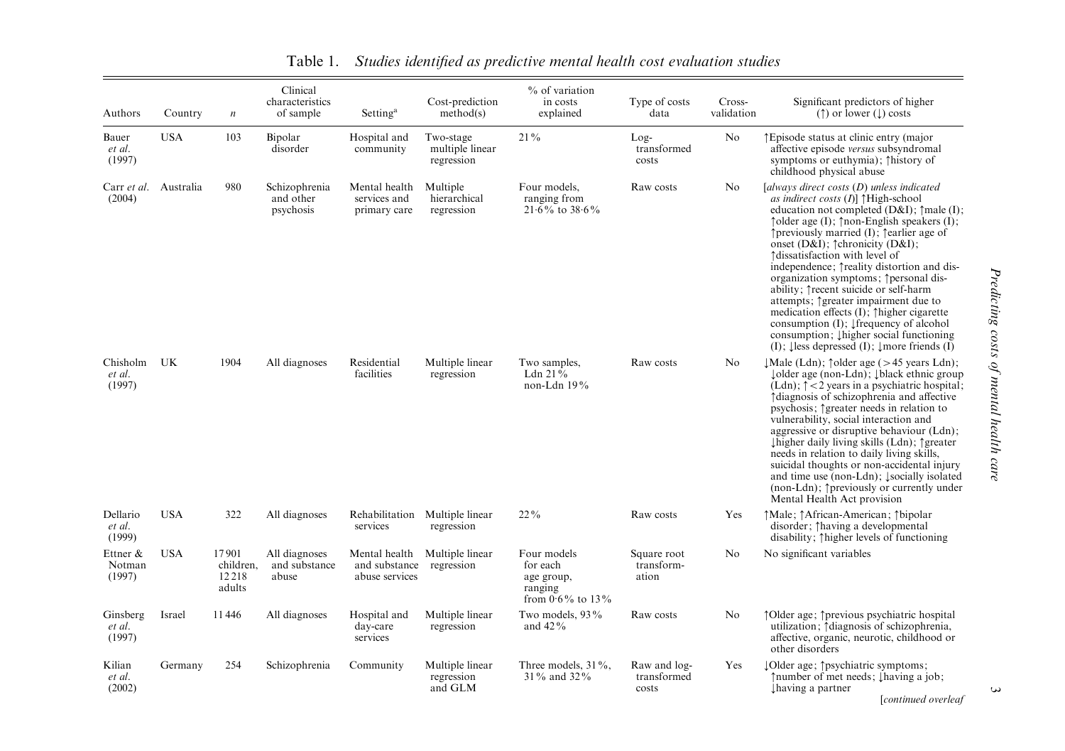Table 1. *Studies identified as predictive mental health cost evaluation studies*

| Authors | Country | $n$ | Clinical characteristics of sample | Setting[a] | Cost-prediction method(s) | % of variation in costs explained | Type of costs data | Cross-validation | Significant predictors of higher (↑) or lower (↓) costs |
|---|---|---|---|---|---|---|---|---|---|
| Bauer *et al.* (1997) | USA | 103 | Bipolar disorder | Hospital and community | Two-stage multiple linear regression | 21% | Log-transformed costs | No | ↑Episode status at clinic entry (major affective episode *versus* subsyndromal symptoms or euthymia); ↑history of childhood physical abuse |
| Carr *et al.* (2004) | Australia | 980 | Schizophrenia and other psychosis | Mental health services and primary care | Multiple hierarchical regression | Four models, ranging from 21·6% to 38·6% | Raw costs | No | [*always direct costs (D) unless indicated as indirect costs (I)*] ↑High-school education not completed (D&I); ↑male (I); ↑older age (I); ↑non-English speakers (I); ↑previously married (I); ↑earlier age of onset (D&I); ↑chronicity (D&I); ↑dissatisfaction with level of independence; ↑reality distortion and disorganization symptoms; ↑personal disability; ↑recent suicide or self-harm attempts; ↑greater impairment due to medication effects (I); ↑higher cigarette consumption (I); ↓frequency of alcohol consumption; ↓higher social functioning (I); ↓less depressed (I); ↓more friends (I) |
| Chisholm *et al.* (1997) | UK | 1904 | All diagnoses | Residential facilities | Multiple linear regression | Two samples, Ldn 21% non-Ldn 19% | Raw costs | No | ↓Male (Ldn); ↑older age (>45 years Ldn); ↓older age (non-Ldn); ↓black ethnic group (Ldn); ↑<2 years in a psychiatric hospital; ↑diagnosis of schizophrenia and affective psychosis; ↑greater needs in relation to vulnerability, social interaction and aggressive or disruptive behaviour (Ldn); ↓higher daily living skills (Ldn); ↑greater needs in relation to daily living skills, suicidal thoughts or non-accidental injury and time use (non-Ldn); ↓socially isolated (non-Ldn); ↑previously or currently under Mental Health Act provision |
| Dellario *et al.* (1999) | USA | 322 | All diagnoses | Rehabilitation services | Multiple linear regression | 22% | Raw costs | Yes | ↑Male; ↑African-American; ↑bipolar disorder; ↑having a developmental disability; ↑higher levels of functioning |
| Ettner & Notman (1997) | USA | 17901 children, 12218 adults | All diagnoses and substance abuse | Mental health and substance abuse services | Multiple linear regression | Four models for each age group, ranging from 0·6% to 13% | Square root transformation | No | No significant variables |
| Ginsberg *et al.* (1997) | Israel | 11446 | All diagnoses | Hospital and day-care services | Multiple linear regression | Two models, 93% and 42% | Raw costs | No | ↑Older age; ↑previous psychiatric hospital utilization; ↑diagnosis of schizophrenia, affective, organic, neurotic, childhood or other disorders |
| Kilian *et al.* (2002) | Germany | 254 | Schizophrenia | Community | Multiple linear regression and GLM | Three models, 31%, 31% and 32% | Raw and log-transformed costs | Yes | ↓Older age; ↑psychiatric symptoms; ↑number of met needs; ↓having a job; ↓having a partner |

[*continued overleaf*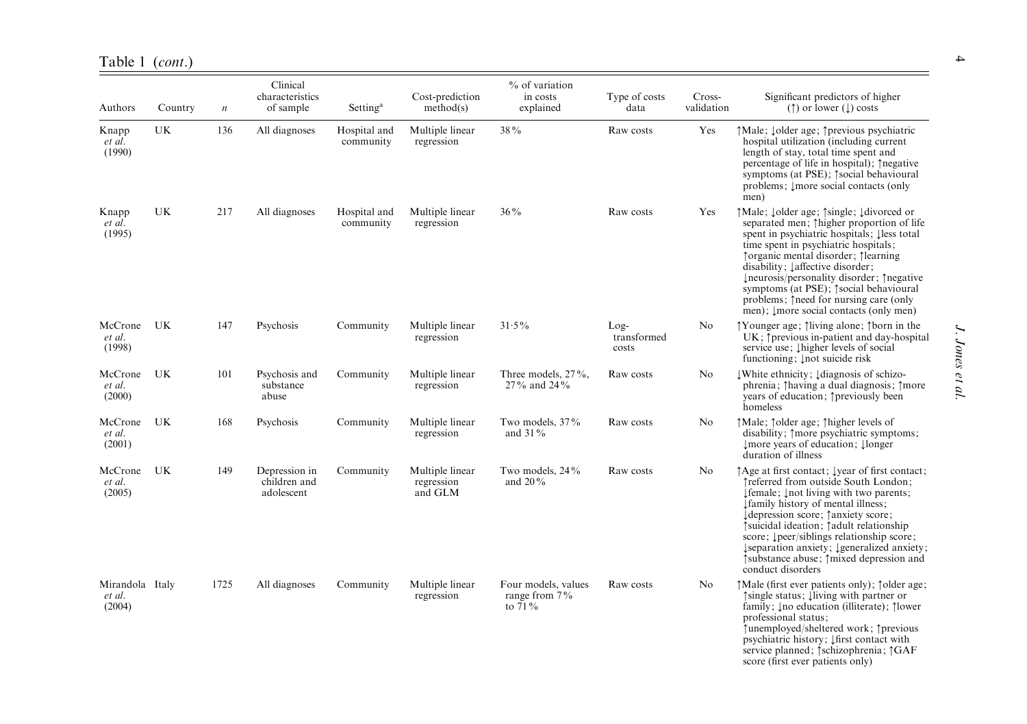Table 1 (*cont*.)

| Authors | Country | *n* | Clinical characteristics of sample | Setting[a] | Cost-prediction method(s) | % of variation in costs explained | Type of costs data | Cross-validation | Significant predictors of higher (↑) or lower (↓) costs |
|---|---|---|---|---|---|---|---|---|---|
| Knapp *et al.* (1990) | UK | 136 | All diagnoses | Hospital and community | Multiple linear regression | 38% | Raw costs | Yes | ↑Male; ↓older age; ↑previous psychiatric hospital utilization (including current length of stay, total time spent and percentage of life in hospital); ↑negative symptoms (at PSE); ↑social behavioural problems; ↓more social contacts (only men) |
| Knapp *et al.* (1995) | UK | 217 | All diagnoses | Hospital and community | Multiple linear regression | 36% | Raw costs | Yes | ↑Male; ↓older age; ↑single; ↓divorced or separated men; ↑higher proportion of life spent in psychiatric hospitals; ↓less total time spent in psychiatric hospitals; ↑organic mental disorder; ↑learning disability; ↓affective disorder; ↓neurosis/personality disorder; ↑negative symptoms (at PSE); ↑social behavioural problems; ↑need for nursing care (only men); ↓more social contacts (only men) |
| McCrone *et al.* (1998) | UK | 147 | Psychosis | Community | Multiple linear regression | 31·5% | Log-transformed costs | No | ↑Younger age; ↑living alone; ↑born in the UK; ↑previous in-patient and day-hospital service use; ↓higher levels of social functioning; ↓not suicide risk |
| McCrone *et al.* (2000) | UK | 101 | Psychosis and substance abuse | Community | Multiple linear regression | Three models, 27%, 27% and 24% | Raw costs | No | ↓White ethnicity; ↓diagnosis of schizophrenia; ↑having a dual diagnosis; ↑more years of education; ↑previously been homeless |
| McCrone *et al.* (2001) | UK | 168 | Psychosis | Community | Multiple linear regression | Two models, 37% and 31% | Raw costs | No | ↑Male; ↑older age; ↑higher levels of disability; ↑more psychiatric symptoms; ↓more years of education; ↓longer duration of illness |
| McCrone *et al.* (2005) | UK | 149 | Depression in children and adolescent | Community | Multiple linear regression and GLM | Two models, 24% and 20% | Raw costs | No | ↑Age at first contact; ↓year of first contact; ↑referred from outside South London; ↓female; ↓not living with two parents; ↓family history of mental illness; ↓depression score; ↑anxiety score; ↑suicidal ideation; ↑adult relationship score; ↓peer/siblings relationship score; ↓separation anxiety; ↓generalized anxiety; ↑substance abuse; ↑mixed depression and conduct disorders |
| Mirandola *et al.* (2004) | Italy | 1725 | All diagnoses | Community | Multiple linear regression | Four models, values range from 7% to 71% | Raw costs | No | ↑Male (first ever patients only); ↑older age; ↑single status; ↓living with partner or family; ↓no education (illiterate); ↑lower professional status; ↑unemployed/sheltered work; ↑previous psychiatric history; ↓first contact with service planned; ↑schizophrenia; ↑GAF score (first ever patients only) |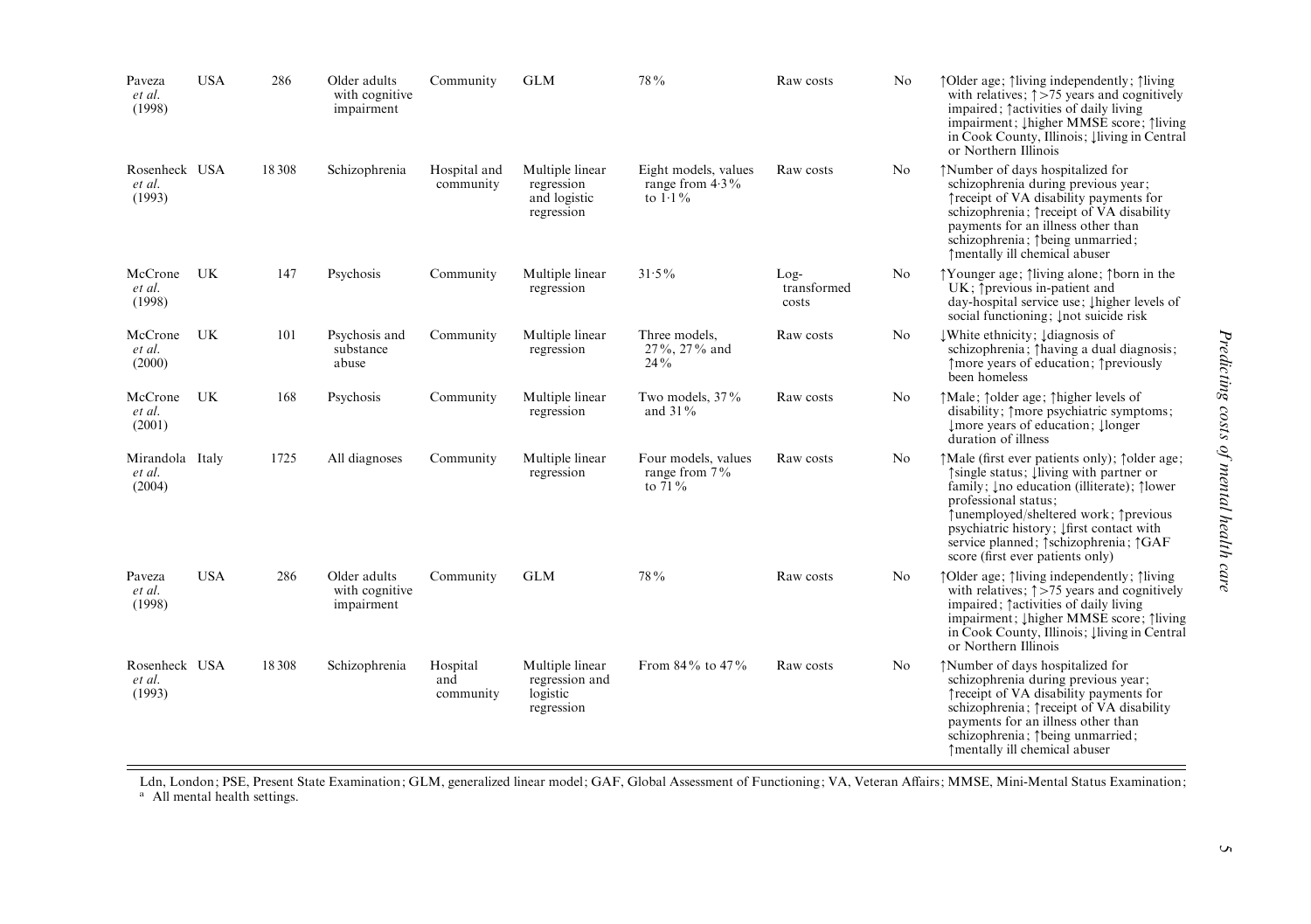| | | | | | | | | | |
|---|---|---|---|---|---|---|---|---|---|
| Paveza *et al.* (1998) | USA | 286 | Older adults with cognitive impairment | Community | GLM | 78% | Raw costs | No | ↑Older age; ↑living independently; ↑living with relatives; ↑>75 years and cognitively impaired; ↑activities of daily living impairment; ↓higher MMSE score; ↑living in Cook County, Illinois; ↓living in Central or Northern Illinois |
| Rosenheck *et al.* (1993) | USA | 18 308 | Schizophrenia | Hospital and community | Multiple linear regression and logistic regression | Eight models, values range from 4·3% to 1·1% | Raw costs | No | ↑Number of days hospitalized for schizophrenia during previous year; ↑receipt of VA disability payments for schizophrenia; ↑receipt of VA disability payments for an illness other than schizophrenia; ↑being unmarried; ↑mentally ill chemical abuser |
| McCrone *et al.* (1998) | UK | 147 | Psychosis | Community | Multiple linear regression | 31·5% | Log-transformed costs | No | ↑Younger age; ↑living alone; ↑born in the UK; ↑previous in-patient and day-hospital service use; ↓higher levels of social functioning; ↓not suicide risk |
| McCrone *et al.* (2000) | UK | 101 | Psychosis and substance abuse | Community | Multiple linear regression | Three models, 27%, 27% and 24% | Raw costs | No | ↓White ethnicity; ↓diagnosis of schizophrenia; ↑having a dual diagnosis; ↑more years of education; ↑previously been homeless |
| McCrone *et al.* (2001) | UK | 168 | Psychosis | Community | Multiple linear regression | Two models, 37% and 31% | Raw costs | No | ↑Male; ↑older age; ↑higher levels of disability; ↑more psychiatric symptoms; ↓more years of education; ↓longer duration of illness |
| Mirandola *et al.* (2004) | Italy | 1725 | All diagnoses | Community | Multiple linear regression | Four models, values range from 7% to 71% | Raw costs | No | ↑Male (first ever patients only); ↑older age; ↑single status; ↓living with partner or family; ↓no education (illiterate); ↑lower professional status; ↑unemployed/sheltered work; ↑previous psychiatric history; ↓first contact with service planned; ↑schizophrenia; ↑GAF score (first ever patients only) |
| Paveza *et al.* (1998) | USA | 286 | Older adults with cognitive impairment | Community | GLM | 78% | Raw costs | No | ↑Older age; ↑living independently; ↑living with relatives; ↑>75 years and cognitively impaired; ↑activities of daily living impairment; ↓higher MMSE score; ↑living in Cook County, Illinois; ↓living in Central or Northern Illinois |
| Rosenheck *et al.* (1993) | USA | 18 308 | Schizophrenia | Hospital and community | Multiple linear regression and logistic regression | From 84% to 47% | Raw costs | No | ↑Number of days hospitalized for schizophrenia during previous year; ↑receipt of VA disability payments for schizophrenia; ↑receipt of VA disability payments for an illness other than schizophrenia; ↑being unmarried; ↑mentally ill chemical abuser |

Ldn, London; PSE, Present State Examination; GLM, generalized linear model; GAF, Global Assessment of Functioning; VA, Veteran Affairs; MMSE, Mini-Mental Status Examination;
[a] All mental health settings.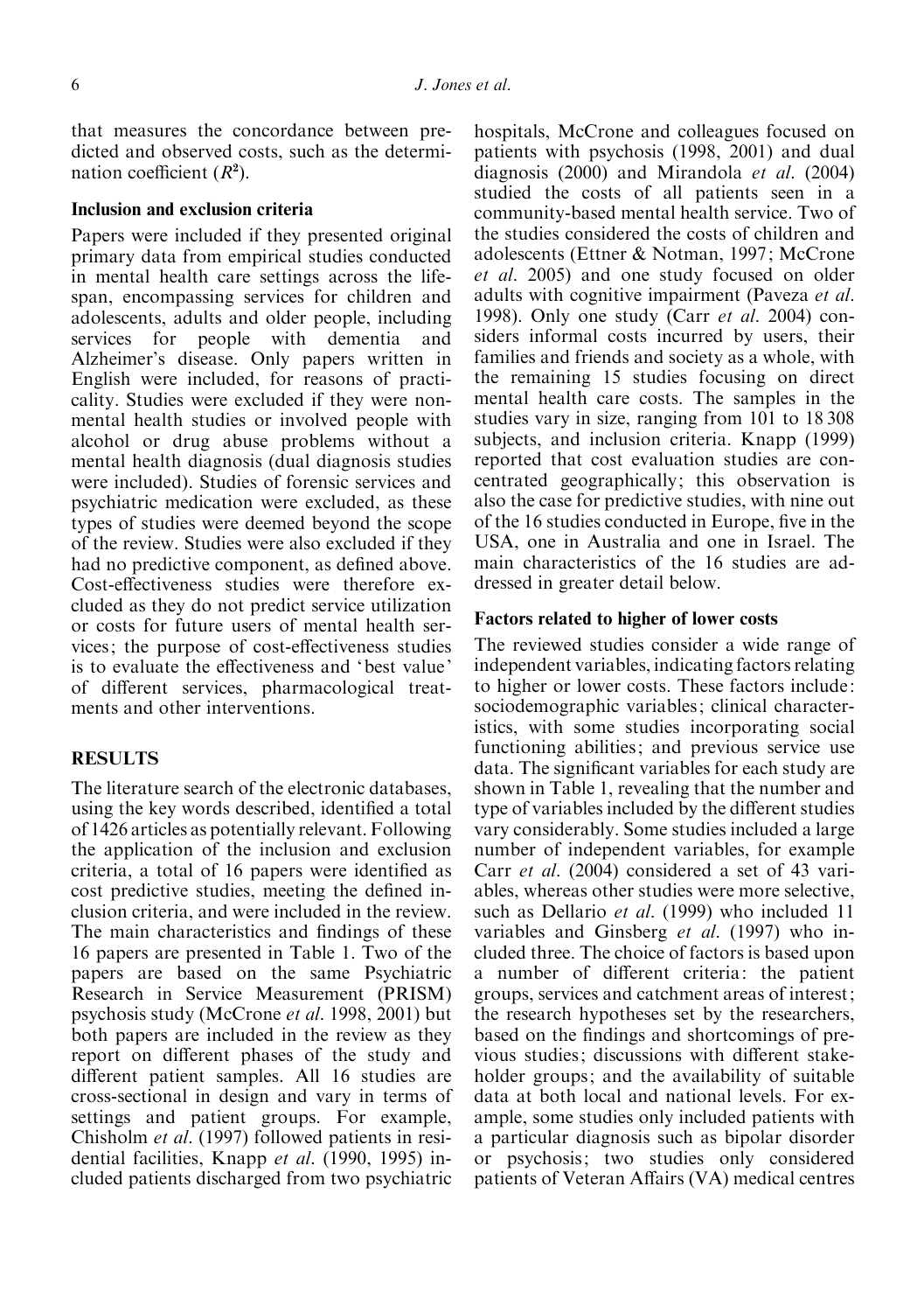that measures the concordance between predicted and observed costs, such as the determination coefficient ($R^2$).

### Inclusion and exclusion criteria

Papers were included if they presented original primary data from empirical studies conducted in mental health care settings across the lifespan, encompassing services for children and adolescents, adults and older people, including services for people with dementia and Alzheimer's disease. Only papers written in English were included, for reasons of practicality. Studies were excluded if they were non-mental health studies or involved people with alcohol or drug abuse problems without a mental health diagnosis (dual diagnosis studies were included). Studies of forensic services and psychiatric medication were excluded, as these types of studies were deemed beyond the scope of the review. Studies were also excluded if they had no predictive component, as defined above. Cost-effectiveness studies were therefore excluded as they do not predict service utilization or costs for future users of mental health services; the purpose of cost-effectiveness studies is to evaluate the effectiveness and 'best value' of different services, pharmacological treatments and other interventions.

## RESULTS

The literature search of the electronic databases, using the key words described, identified a total of 1426 articles as potentially relevant. Following the application of the inclusion and exclusion criteria, a total of 16 papers were identified as cost predictive studies, meeting the defined inclusion criteria, and were included in the review. The main characteristics and findings of these 16 papers are presented in Table 1. Two of the papers are based on the same Psychiatric Research in Service Measurement (PRISM) psychosis study (McCrone *et al.* 1998, 2001) but both papers are included in the review as they report on different phases of the study and different patient samples. All 16 studies are cross-sectional in design and vary in terms of settings and patient groups. For example, Chisholm *et al.* (1997) followed patients in residential facilities, Knapp *et al.* (1990, 1995) included patients discharged from two psychiatric hospitals, McCrone and colleagues focused on patients with psychosis (1998, 2001) and dual diagnosis (2000) and Mirandola *et al.* (2004) studied the costs of all patients seen in a community-based mental health service. Two of the studies considered the costs of children and adolescents (Ettner & Notman, 1997; McCrone *et al.* 2005) and one study focused on older adults with cognitive impairment (Paveza *et al.* 1998). Only one study (Carr *et al.* 2004) considers informal costs incurred by users, their families and friends and society as a whole, with the remaining 15 studies focusing on direct mental health care costs. The samples in the studies vary in size, ranging from 101 to 18 308 subjects, and inclusion criteria. Knapp (1999) reported that cost evaluation studies are concentrated geographically; this observation is also the case for predictive studies, with nine out of the 16 studies conducted in Europe, five in the USA, one in Australia and one in Israel. The main characteristics of the 16 studies are addressed in greater detail below.

### Factors related to higher of lower costs

The reviewed studies consider a wide range of independent variables, indicating factors relating to higher or lower costs. These factors include: sociodemographic variables; clinical characteristics, with some studies incorporating social functioning abilities; and previous service use data. The significant variables for each study are shown in Table 1, revealing that the number and type of variables included by the different studies vary considerably. Some studies included a large number of independent variables, for example Carr *et al.* (2004) considered a set of 43 variables, whereas other studies were more selective, such as Dellario *et al.* (1999) who included 11 variables and Ginsberg *et al.* (1997) who included three. The choice of factors is based upon a number of different criteria: the patient groups, services and catchment areas of interest; the research hypotheses set by the researchers, based on the findings and shortcomings of previous studies; discussions with different stakeholder groups; and the availability of suitable data at both local and national levels. For example, some studies only included patients with a particular diagnosis such as bipolar disorder or psychosis; two studies only considered patients of Veteran Affairs (VA) medical centres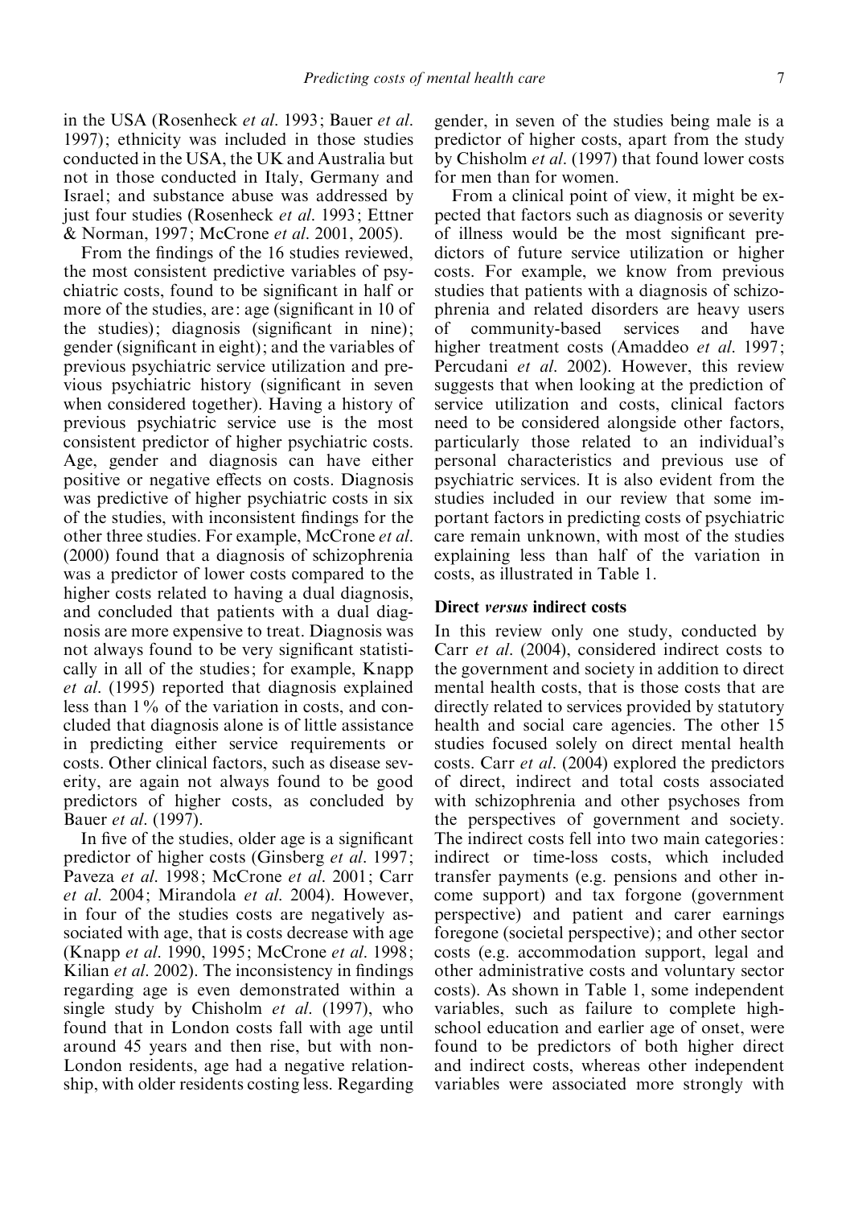in the USA (Rosenheck *et al.* 1993; Bauer *et al.* 1997); ethnicity was included in those studies conducted in the USA, the UK and Australia but not in those conducted in Italy, Germany and Israel; and substance abuse was addressed by just four studies (Rosenheck *et al.* 1993; Ettner & Norman, 1997; McCrone *et al.* 2001, 2005).

From the findings of the 16 studies reviewed, the most consistent predictive variables of psychiatric costs, found to be significant in half or more of the studies, are: age (significant in 10 of the studies); diagnosis (significant in nine); gender (significant in eight); and the variables of previous psychiatric service utilization and previous psychiatric history (significant in seven when considered together). Having a history of previous psychiatric service use is the most consistent predictor of higher psychiatric costs. Age, gender and diagnosis can have either positive or negative effects on costs. Diagnosis was predictive of higher psychiatric costs in six of the studies, with inconsistent findings for the other three studies. For example, McCrone *et al.* (2000) found that a diagnosis of schizophrenia was a predictor of lower costs compared to the higher costs related to having a dual diagnosis, and concluded that patients with a dual diagnosis are more expensive to treat. Diagnosis was not always found to be very significant statistically in all of the studies; for example, Knapp *et al.* (1995) reported that diagnosis explained less than 1% of the variation in costs, and concluded that diagnosis alone is of little assistance in predicting either service requirements or costs. Other clinical factors, such as disease severity, are again not always found to be good predictors of higher costs, as concluded by Bauer *et al.* (1997).

In five of the studies, older age is a significant predictor of higher costs (Ginsberg *et al.* 1997; Paveza *et al.* 1998; McCrone *et al.* 2001; Carr *et al.* 2004; Mirandola *et al.* 2004). However, in four of the studies costs are negatively associated with age, that is costs decrease with age (Knapp *et al.* 1990, 1995; McCrone *et al.* 1998; Kilian *et al.* 2002). The inconsistency in findings regarding age is even demonstrated within a single study by Chisholm *et al.* (1997), who found that in London costs fall with age until around 45 years and then rise, but with non-London residents, age had a negative relationship, with older residents costing less. Regarding gender, in seven of the studies being male is a predictor of higher costs, apart from the study by Chisholm *et al.* (1997) that found lower costs for men than for women.

From a clinical point of view, it might be expected that factors such as diagnosis or severity of illness would be the most significant predictors of future service utilization or higher costs. For example, we know from previous studies that patients with a diagnosis of schizophrenia and related disorders are heavy users of community-based services and have higher treatment costs (Amaddeo *et al.* 1997; Percudani *et al.* 2002). However, this review suggests that when looking at the prediction of service utilization and costs, clinical factors need to be considered alongside other factors, particularly those related to an individual's personal characteristics and previous use of psychiatric services. It is also evident from the studies included in our review that some important factors in predicting costs of psychiatric care remain unknown, with most of the studies explaining less than half of the variation in costs, as illustrated in Table 1.

### Direct *versus* indirect costs

In this review only one study, conducted by Carr *et al.* (2004), considered indirect costs to the government and society in addition to direct mental health costs, that is those costs that are directly related to services provided by statutory health and social care agencies. The other 15 studies focused solely on direct mental health costs. Carr *et al.* (2004) explored the predictors of direct, indirect and total costs associated with schizophrenia and other psychoses from the perspectives of government and society. The indirect costs fell into two main categories: indirect or time-loss costs, which included transfer payments (e.g. pensions and other income support) and tax forgone (government perspective) and patient and carer earnings foregone (societal perspective); and other sector costs (e.g. accommodation support, legal and other administrative costs and voluntary sector costs). As shown in Table 1, some independent variables, such as failure to complete high-school education and earlier age of onset, were found to be predictors of both higher direct and indirect costs, whereas other independent variables were associated more strongly with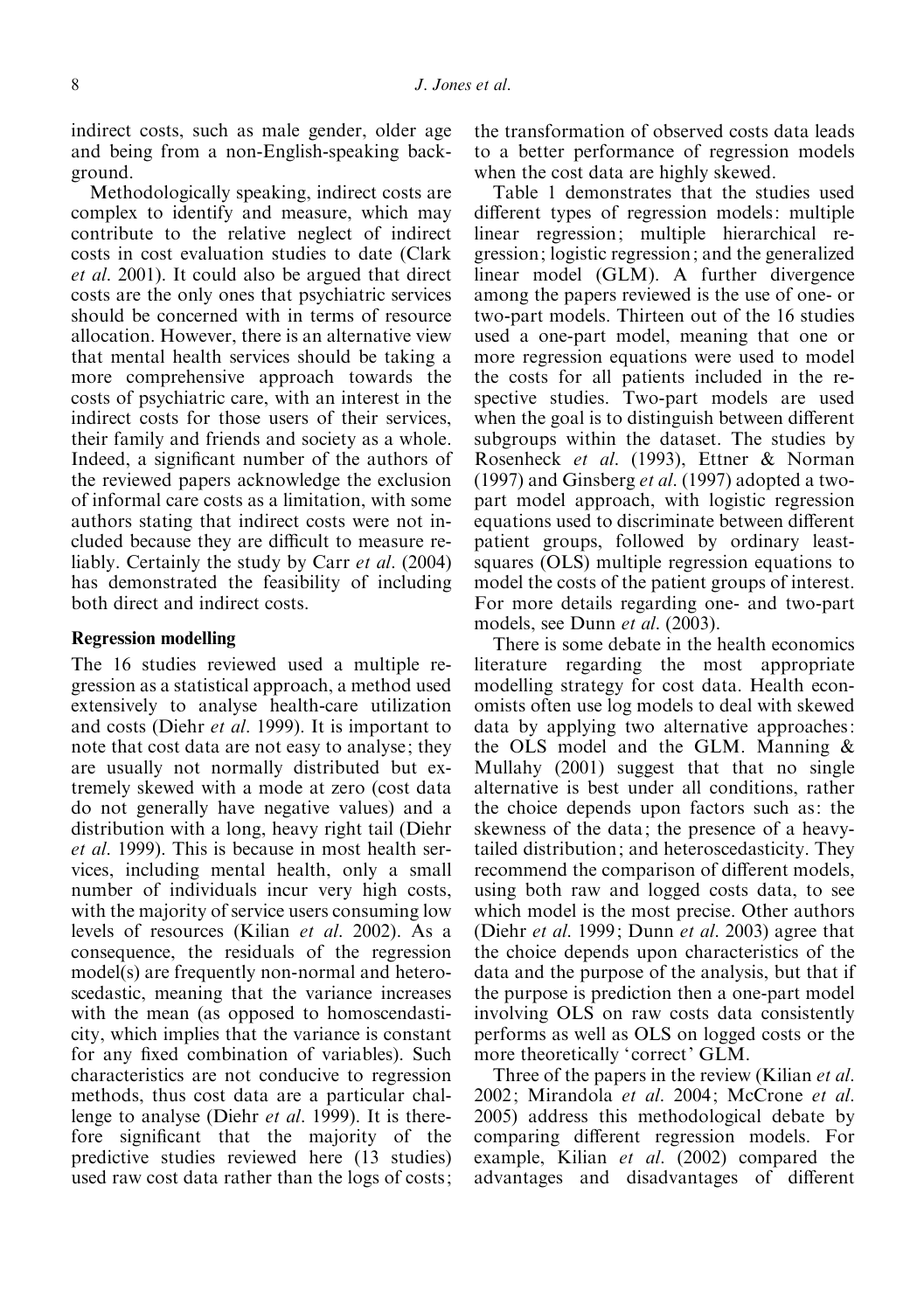indirect costs, such as male gender, older age and being from a non-English-speaking background.

Methodologically speaking, indirect costs are complex to identify and measure, which may contribute to the relative neglect of indirect costs in cost evaluation studies to date (Clark *et al.* 2001). It could also be argued that direct costs are the only ones that psychiatric services should be concerned with in terms of resource allocation. However, there is an alternative view that mental health services should be taking a more comprehensive approach towards the costs of psychiatric care, with an interest in the indirect costs for those users of their services, their family and friends and society as a whole. Indeed, a significant number of the authors of the reviewed papers acknowledge the exclusion of informal care costs as a limitation, with some authors stating that indirect costs were not included because they are difficult to measure reliably. Certainly the study by Carr *et al.* (2004) has demonstrated the feasibility of including both direct and indirect costs.

### Regression modelling

The 16 studies reviewed used a multiple regression as a statistical approach, a method used extensively to analyse health-care utilization and costs (Diehr *et al.* 1999). It is important to note that cost data are not easy to analyse; they are usually not normally distributed but extremely skewed with a mode at zero (cost data do not generally have negative values) and a distribution with a long, heavy right tail (Diehr *et al.* 1999). This is because in most health services, including mental health, only a small number of individuals incur very high costs, with the majority of service users consuming low levels of resources (Kilian *et al.* 2002). As a consequence, the residuals of the regression model(s) are frequently non-normal and heteroscedastic, meaning that the variance increases with the mean (as opposed to homoscendasticity, which implies that the variance is constant for any fixed combination of variables). Such characteristics are not conducive to regression methods, thus cost data are a particular challenge to analyse (Diehr *et al.* 1999). It is therefore significant that the majority of the predictive studies reviewed here (13 studies) used raw cost data rather than the logs of costs; the transformation of observed costs data leads to a better performance of regression models when the cost data are highly skewed.

Table 1 demonstrates that the studies used different types of regression models: multiple linear regression; multiple hierarchical regression; logistic regression; and the generalized linear model (GLM). A further divergence among the papers reviewed is the use of one- or two-part models. Thirteen out of the 16 studies used a one-part model, meaning that one or more regression equations were used to model the costs for all patients included in the respective studies. Two-part models are used when the goal is to distinguish between different subgroups within the dataset. The studies by Rosenheck *et al.* (1993), Ettner & Norman (1997) and Ginsberg *et al.* (1997) adopted a two-part model approach, with logistic regression equations used to discriminate between different patient groups, followed by ordinary least-squares (OLS) multiple regression equations to model the costs of the patient groups of interest. For more details regarding one- and two-part models, see Dunn *et al.* (2003).

There is some debate in the health economics literature regarding the most appropriate modelling strategy for cost data. Health economists often use log models to deal with skewed data by applying two alternative approaches: the OLS model and the GLM. Manning & Mullahy (2001) suggest that that no single alternative is best under all conditions, rather the choice depends upon factors such as: the skewness of the data; the presence of a heavy-tailed distribution; and heteroscedasticity. They recommend the comparison of different models, using both raw and logged costs data, to see which model is the most precise. Other authors (Diehr *et al.* 1999; Dunn *et al.* 2003) agree that the choice depends upon characteristics of the data and the purpose of the analysis, but that if the purpose is prediction then a one-part model involving OLS on raw costs data consistently performs as well as OLS on logged costs or the more theoretically 'correct' GLM.

Three of the papers in the review (Kilian *et al.* 2002; Mirandola *et al.* 2004; McCrone *et al.* 2005) address this methodological debate by comparing different regression models. For example, Kilian *et al.* (2002) compared the advantages and disadvantages of different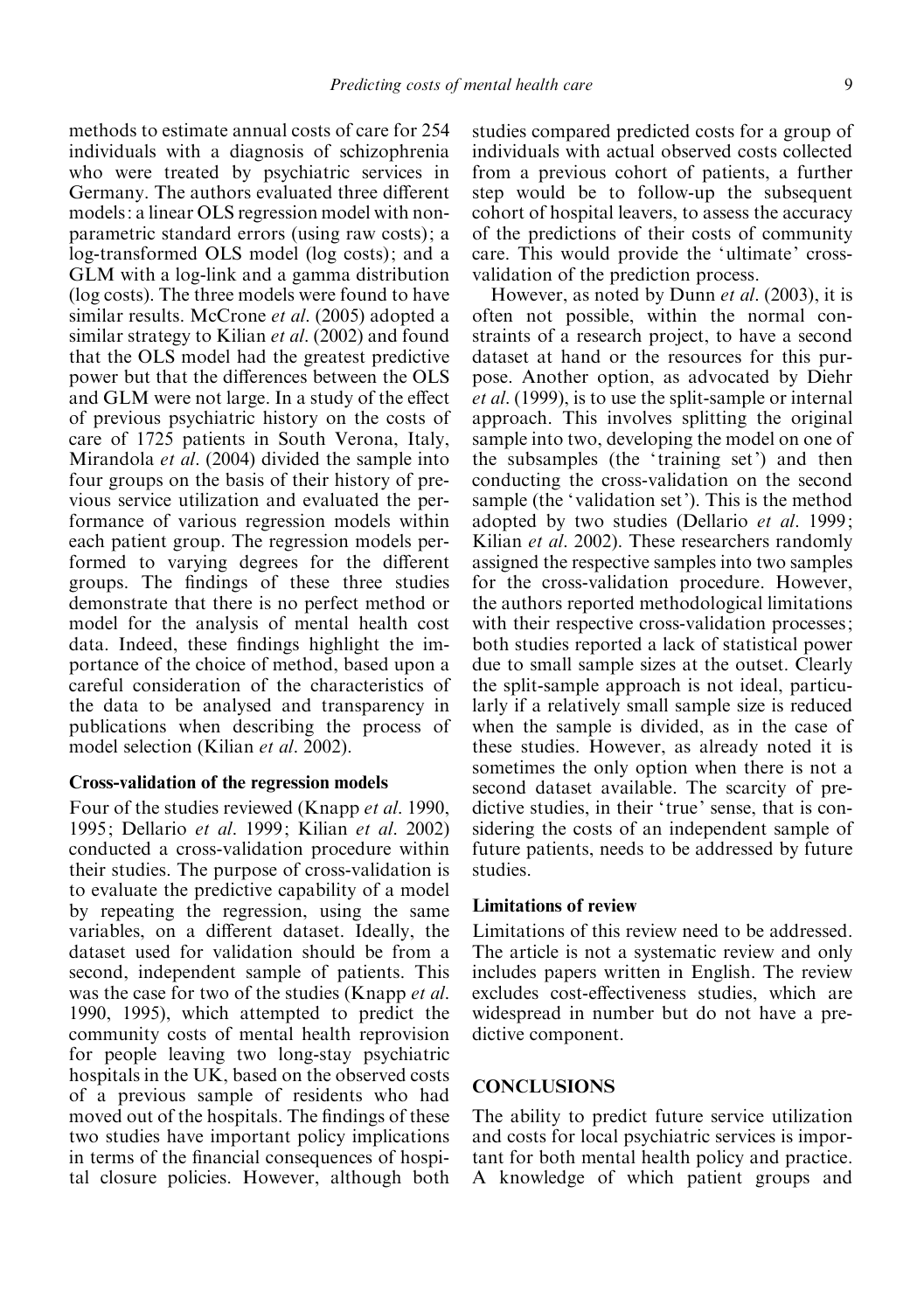methods to estimate annual costs of care for 254 individuals with a diagnosis of schizophrenia who were treated by psychiatric services in Germany. The authors evaluated three different models: a linear OLS regression model with non-parametric standard errors (using raw costs); a log-transformed OLS model (log costs); and a GLM with a log-link and a gamma distribution (log costs). The three models were found to have similar results. McCrone *et al*. (2005) adopted a similar strategy to Kilian *et al*. (2002) and found that the OLS model had the greatest predictive power but that the differences between the OLS and GLM were not large. In a study of the effect of previous psychiatric history on the costs of care of 1725 patients in South Verona, Italy, Mirandola *et al*. (2004) divided the sample into four groups on the basis of their history of previous service utilization and evaluated the performance of various regression models within each patient group. The regression models performed to varying degrees for the different groups. The findings of these three studies demonstrate that there is no perfect method or model for the analysis of mental health cost data. Indeed, these findings highlight the importance of the choice of method, based upon a careful consideration of the characteristics of the data to be analysed and transparency in publications when describing the process of model selection (Kilian *et al*. 2002).

### Cross-validation of the regression models

Four of the studies reviewed (Knapp *et al*. 1990, 1995; Dellario *et al*. 1999; Kilian *et al*. 2002) conducted a cross-validation procedure within their studies. The purpose of cross-validation is to evaluate the predictive capability of a model by repeating the regression, using the same variables, on a different dataset. Ideally, the dataset used for validation should be from a second, independent sample of patients. This was the case for two of the studies (Knapp *et al*. 1990, 1995), which attempted to predict the community costs of mental health reprovision for people leaving two long-stay psychiatric hospitals in the UK, based on the observed costs of a previous sample of residents who had moved out of the hospitals. The findings of these two studies have important policy implications in terms of the financial consequences of hospital closure policies. However, although both studies compared predicted costs for a group of individuals with actual observed costs collected from a previous cohort of patients, a further step would be to follow-up the subsequent cohort of hospital leavers, to assess the accuracy of the predictions of their costs of community care. This would provide the 'ultimate' cross-validation of the prediction process.

However, as noted by Dunn *et al*. (2003), it is often not possible, within the normal constraints of a research project, to have a second dataset at hand or the resources for this purpose. Another option, as advocated by Diehr *et al*. (1999), is to use the split-sample or internal approach. This involves splitting the original sample into two, developing the model on one of the subsamples (the 'training set') and then conducting the cross-validation on the second sample (the 'validation set'). This is the method adopted by two studies (Dellario *et al*. 1999; Kilian *et al*. 2002). These researchers randomly assigned the respective samples into two samples for the cross-validation procedure. However, the authors reported methodological limitations with their respective cross-validation processes; both studies reported a lack of statistical power due to small sample sizes at the outset. Clearly the split-sample approach is not ideal, particularly if a relatively small sample size is reduced when the sample is divided, as in the case of these studies. However, as already noted it is sometimes the only option when there is not a second dataset available. The scarcity of predictive studies, in their 'true' sense, that is considering the costs of an independent sample of future patients, needs to be addressed by future studies.

### Limitations of review

Limitations of this review need to be addressed. The article is not a systematic review and only includes papers written in English. The review excludes cost-effectiveness studies, which are widespread in number but do not have a predictive component.

## CONCLUSIONS

The ability to predict future service utilization and costs for local psychiatric services is important for both mental health policy and practice. A knowledge of which patient groups and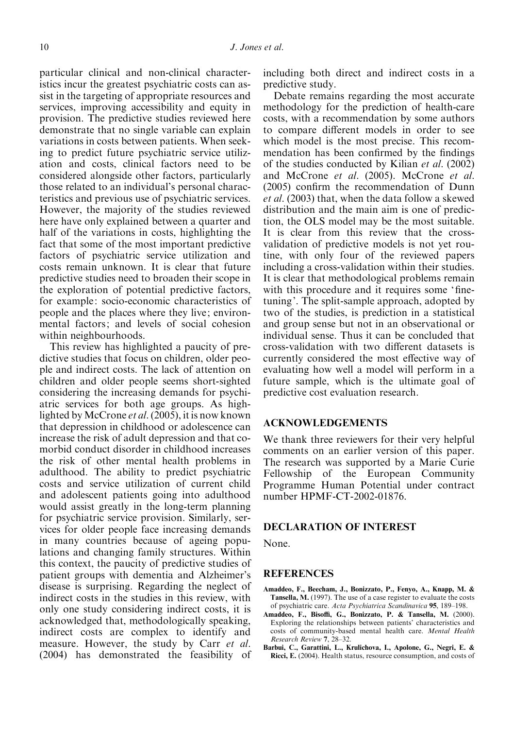particular clinical and non-clinical characteristics incur the greatest psychiatric costs can assist in the targeting of appropriate resources and services, improving accessibility and equity in provision. The predictive studies reviewed here demonstrate that no single variable can explain variations in costs between patients. When seeking to predict future psychiatric service utilization and costs, clinical factors need to be considered alongside other factors, particularly those related to an individual's personal characteristics and previous use of psychiatric services. However, the majority of the studies reviewed here have only explained between a quarter and half of the variations in costs, highlighting the fact that some of the most important predictive factors of psychiatric service utilization and costs remain unknown. It is clear that future predictive studies need to broaden their scope in the exploration of potential predictive factors, for example: socio-economic characteristics of people and the places where they live; environmental factors; and levels of social cohesion within neighbourhoods.

This review has highlighted a paucity of predictive studies that focus on children, older people and indirect costs. The lack of attention on children and older people seems short-sighted considering the increasing demands for psychiatric services for both age groups. As highlighted by McCrone *et al*. (2005), it is now known that depression in childhood or adolescence can increase the risk of adult depression and that co-morbid conduct disorder in childhood increases the risk of other mental health problems in adulthood. The ability to predict psychiatric costs and service utilization of current child and adolescent patients going into adulthood would assist greatly in the long-term planning for psychiatric service provision. Similarly, services for older people face increasing demands in many countries because of ageing populations and changing family structures. Within this context, the paucity of predictive studies of patient groups with dementia and Alzheimer's disease is surprising. Regarding the neglect of indirect costs in the studies in this review, with only one study considering indirect costs, it is acknowledged that, methodologically speaking, indirect costs are complex to identify and measure. However, the study by Carr *et al*. (2004) has demonstrated the feasibility of including both direct and indirect costs in a predictive study.

Debate remains regarding the most accurate methodology for the prediction of health-care costs, with a recommendation by some authors to compare different models in order to see which model is the most precise. This recommendation has been confirmed by the findings of the studies conducted by Kilian *et al*. (2002) and McCrone *et al*. (2005). McCrone *et al*. (2005) confirm the recommendation of Dunn *et al*. (2003) that, when the data follow a skewed distribution and the main aim is one of prediction, the OLS model may be the most suitable. It is clear from this review that the cross-validation of predictive models is not yet routine, with only four of the reviewed papers including a cross-validation within their studies. It is clear that methodological problems remain with this procedure and it requires some 'fine-tuning'. The split-sample approach, adopted by two of the studies, is prediction in a statistical and group sense but not in an observational or individual sense. Thus it can be concluded that cross-validation with two different datasets is currently considered the most effective way of evaluating how well a model will perform in a future sample, which is the ultimate goal of predictive cost evaluation research.

## ACKNOWLEDGEMENTS

We thank three reviewers for their very helpful comments on an earlier version of this paper. The research was supported by a Marie Curie Fellowship of the European Community Programme Human Potential under contract number HPMF-CT-2002-01876.

## DECLARATION OF INTEREST

None.

## REFERENCES

**Amaddeo, F., Beecham, J., Bonizzato, P., Fenyo, A., Knapp, M. & Tansella, M.** (1997). The use of a case register to evaluate the costs of psychiatric care. *Acta Psychiatrica Scandinavica* **95**, 189–198.

**Amaddeo, F., Bisoffi, G., Bonizzato, P. & Tansella, M.** (2000). Exploring the relationships between patients' characteristics and costs of community-based mental health care. *Mental Health Research Review* **7**, 28–32.

**Barbui, C., Garattini, L., Krulichova, I., Apolone, G., Negri, E. & Ricci, E.** (2004). Health status, resource consumption, and costs of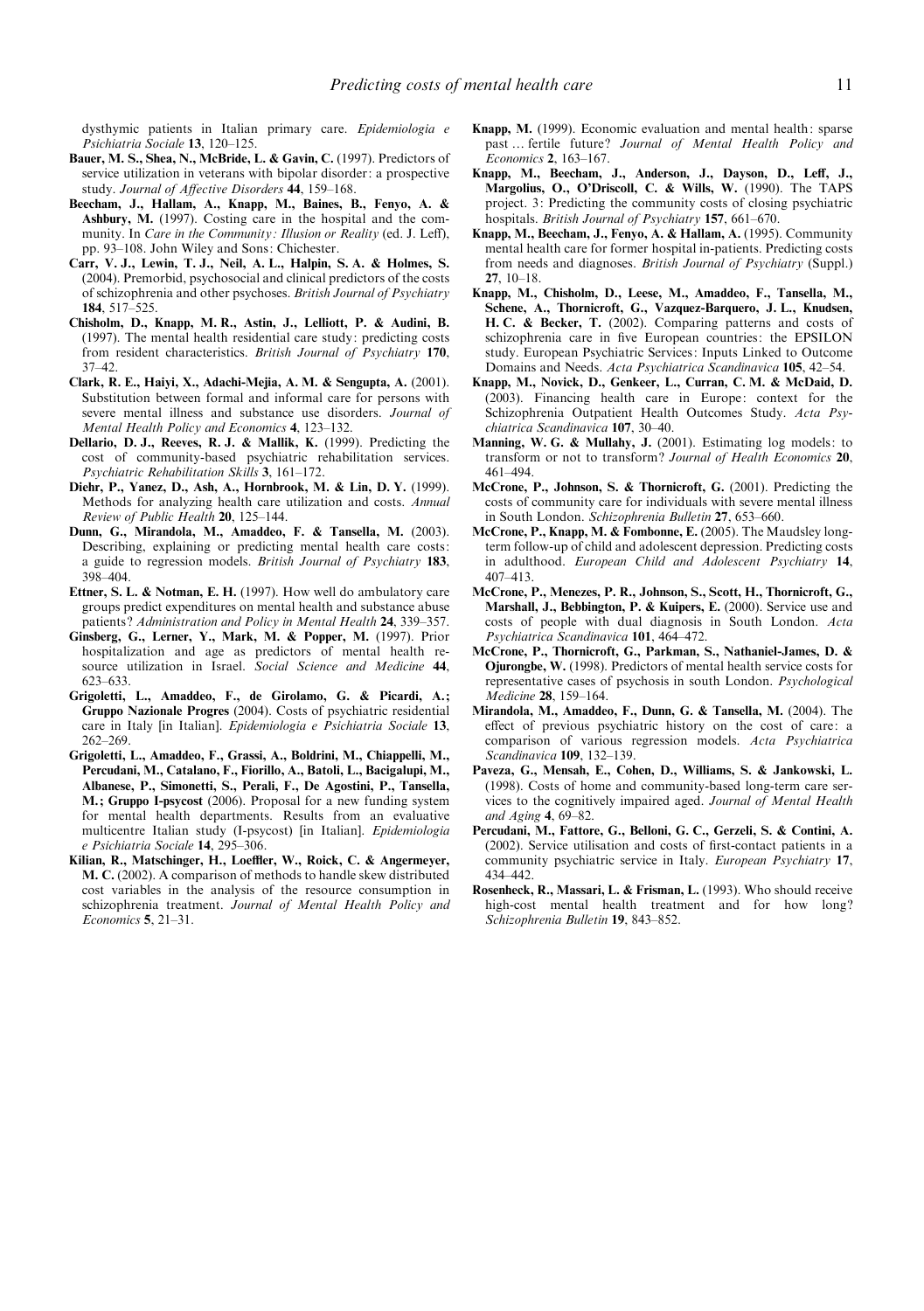dysthymic patients in Italian primary care. *Epidemiologia e Psichiatria Sociale* **13**, 120–125.

**Bauer, M. S., Shea, N., McBride, L. & Gavin, C.** (1997). Predictors of service utilization in veterans with bipolar disorder: a prospective study. *Journal of Affective Disorders* **44**, 159–168.

**Beecham, J., Hallam, A., Knapp, M., Baines, B., Fenyo, A. & Ashbury, M.** (1997). Costing care in the hospital and the community. In *Care in the Community: Illusion or Reality* (ed. J. Leff), pp. 93–108. John Wiley and Sons: Chichester.

**Carr, V. J., Lewin, T. J., Neil, A. L., Halpin, S. A. & Holmes, S.** (2004). Premorbid, psychosocial and clinical predictors of the costs of schizophrenia and other psychoses. *British Journal of Psychiatry* **184**, 517–525.

**Chisholm, D., Knapp, M. R., Astin, J., Lelliott, P. & Audini, B.** (1997). The mental health residential care study: predicting costs from resident characteristics. *British Journal of Psychiatry* **170**, 37–42.

**Clark, R. E., Haiyi, X., Adachi-Mejia, A. M. & Sengupta, A.** (2001). Substitution between formal and informal care for persons with severe mental illness and substance use disorders. *Journal of Mental Health Policy and Economics* **4**, 123–132.

**Dellario, D. J., Reeves, R. J. & Mallik, K.** (1999). Predicting the cost of community-based psychiatric rehabilitation services. *Psychiatric Rehabilitation Skills* **3**, 161–172.

**Diehr, P., Yanez, D., Ash, A., Hornbrook, M. & Lin, D. Y.** (1999). Methods for analyzing health care utilization and costs. *Annual Review of Public Health* **20**, 125–144.

**Dunn, G., Mirandola, M., Amaddeo, F. & Tansella, M.** (2003). Describing, explaining or predicting mental health care costs: a guide to regression models. *British Journal of Psychiatry* **183**, 398–404.

**Ettner, S. L. & Notman, E. H.** (1997). How well do ambulatory care groups predict expenditures on mental health and substance abuse patients? *Administration and Policy in Mental Health* **24**, 339–357.

**Ginsberg, G., Lerner, Y., Mark, M. & Popper, M.** (1997). Prior hospitalization and age as predictors of mental health resource utilization in Israel. *Social Science and Medicine* **44**, 623–633.

**Grigoletti, L., Amaddeo, F., de Girolamo, G. & Picardi, A.; Gruppo Nazionale Progres** (2004). Costs of psychiatric residential care in Italy [in Italian]. *Epidemiologia e Psichiatria Sociale* **13**, 262–269.

**Grigoletti, L., Amaddeo, F., Grassi, A., Boldrini, M., Chiappelli, M., Percudani, M., Catalano, F., Fiorillo, A., Batoli, L., Bacigalupi, M., Albanese, P., Simonetti, S., Perali, F., De Agostini, P., Tansella, M.; Gruppo I-psycost** (2006). Proposal for a new funding system for mental health departments. Results from an evaluative multicentre Italian study (I-psycost) [in Italian]. *Epidemiologia e Psichiatria Sociale* **14**, 295–306.

**Kilian, R., Matschinger, H., Loeffler, W., Roick, C. & Angermeyer, M. C.** (2002). A comparison of methods to handle skew distributed cost variables in the analysis of the resource consumption in schizophrenia treatment. *Journal of Mental Health Policy and Economics* **5**, 21–31.

**Knapp, M.** (1999). Economic evaluation and mental health: sparse past … fertile future? *Journal of Mental Health Policy and Economics* **2**, 163–167.

**Knapp, M., Beecham, J., Anderson, J., Dayson, D., Leff, J., Margolius, O., O'Driscoll, C. & Wills, W.** (1990). The TAPS project. 3: Predicting the community costs of closing psychiatric hospitals. *British Journal of Psychiatry* **157**, 661–670.

**Knapp, M., Beecham, J., Fenyo, A. & Hallam, A.** (1995). Community mental health care for former hospital in-patients. Predicting costs from needs and diagnoses. *British Journal of Psychiatry* (Suppl.) **27**, 10–18.

**Knapp, M., Chisholm, D., Leese, M., Amaddeo, F., Tansella, M., Schene, A., Thornicroft, G., Vazquez-Barquero, J. L., Knudsen, H. C. & Becker, T.** (2002). Comparing patterns and costs of schizophrenia care in five European countries: the EPSILON study. European Psychiatric Services: Inputs Linked to Outcome Domains and Needs. *Acta Psychiatrica Scandinavica* **105**, 42–54.

**Knapp, M., Novick, D., Genkeer, L., Curran, C. M. & McDaid, D.** (2003). Financing health care in Europe: context for the Schizophrenia Outpatient Health Outcomes Study. *Acta Psychiatrica Scandinavica* **107**, 30–40.

**Manning, W. G. & Mullahy, J.** (2001). Estimating log models: to transform or not to transform? *Journal of Health Economics* **20**, 461–494.

**McCrone, P., Johnson, S. & Thornicroft, G.** (2001). Predicting the costs of community care for individuals with severe mental illness in South London. *Schizophrenia Bulletin* **27**, 653–660.

**McCrone, P., Knapp, M. & Fombonne, E.** (2005). The Maudsley long-term follow-up of child and adolescent depression. Predicting costs in adulthood. *European Child and Adolescent Psychiatry* **14**, 407–413.

**McCrone, P., Menezes, P. R., Johnson, S., Scott, H., Thornicroft, G., Marshall, J., Bebbington, P. & Kuipers, E.** (2000). Service use and costs of people with dual diagnosis in South London. *Acta Psychiatrica Scandinavica* **101**, 464–472.

**McCrone, P., Thornicroft, G., Parkman, S., Nathaniel-James, D. & Ojurongbe, W.** (1998). Predictors of mental health service costs for representative cases of psychosis in south London. *Psychological Medicine* **28**, 159–164.

**Mirandola, M., Amaddeo, F., Dunn, G. & Tansella, M.** (2004). The effect of previous psychiatric history on the cost of care: a comparison of various regression models. *Acta Psychiatrica Scandinavica* **109**, 132–139.

**Paveza, G., Mensah, E., Cohen, D., Williams, S. & Jankowski, L.** (1998). Costs of home and community-based long-term care services to the cognitively impaired aged. *Journal of Mental Health and Aging* **4**, 69–82.

**Percudani, M., Fattore, G., Belloni, G. C., Gerzeli, S. & Contini, A.** (2002). Service utilisation and costs of first-contact patients in a community psychiatric service in Italy. *European Psychiatry* **17**, 434–442.

**Rosenheck, R., Massari, L. & Frisman, L.** (1993). Who should receive high-cost mental health treatment and for how long? *Schizophrenia Bulletin* **19**, 843–852.